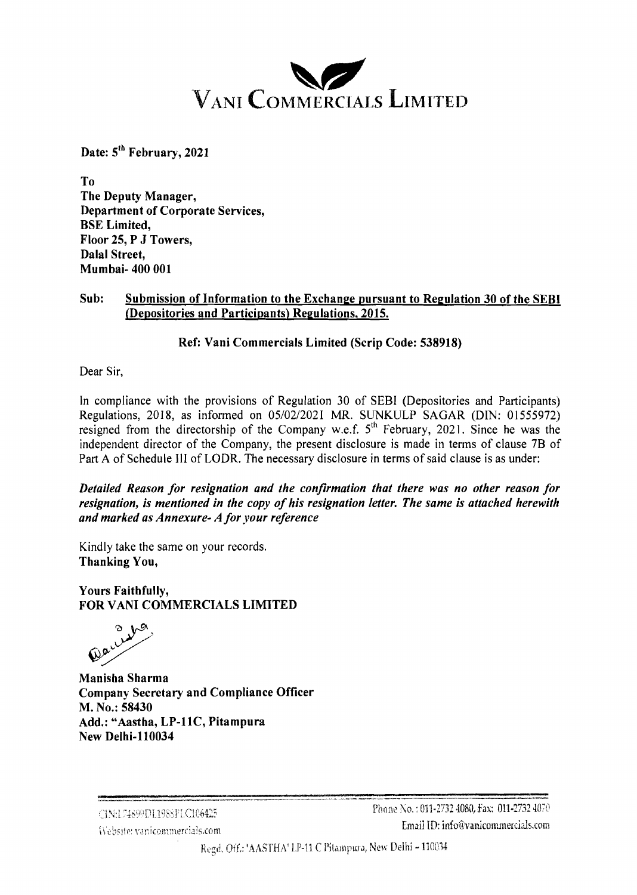# VANI COMMERCIALS LIMITED

**Date: 5th February, 2021**

**To**
**The Deputy Manager,**
**Department of Corporate Services,**
**BSE Limited,**
**Floor 25, P J Towers,**
**Dalal Street,**
**Mumbai- 400 001**

**Sub: Submission of Information to the Exchange pursuant to Regulation 30 of the SEBI (Depositories and Participants) Regulations, 2015.**

**Ref: Vani Commercials Limited (Scrip Code: 538918)**

Dear Sir,

In compliance with the provisions of Regulation 30 of SEBI (Depositories and Participants) Regulations, 2018, as informed on 05/02/2021 MR. SUNKULP SAGAR (DIN: 01555972) resigned from the directorship of the Company w.e.f. 5th February, 2021. Since he was the independent director of the Company, the present disclosure is made in terms of clause 7B of Part A of Schedule III of LODR. The necessary disclosure in terms of said clause is as under:

***Detailed Reason for resignation and the confirmation that there was no other reason for resignation, is mentioned in the copy of his resignation letter. The same is attached herewith and marked as Annexure- A for your reference***

Kindly take the same on your records.
**Thanking You,**

**Yours Faithfully,**
**FOR VANI COMMERCIALS LIMITED**

**Manisha Sharma**
**Company Secretary and Compliance Officer**
**M. No.: 58430**
**Add.: "Aastha, LP-11C, Pitampura**
**New Delhi-110034**

CIN:L74899DL1988PLC106425
Website: vanicommercials.com
Phone No. : 011-2732 4080, Fax: 011-2732 4070
Email ID: info@vanicommercials.com
Regd. Off.: 'AASTHA' LP-11 C Pitampura, New Delhi - 110034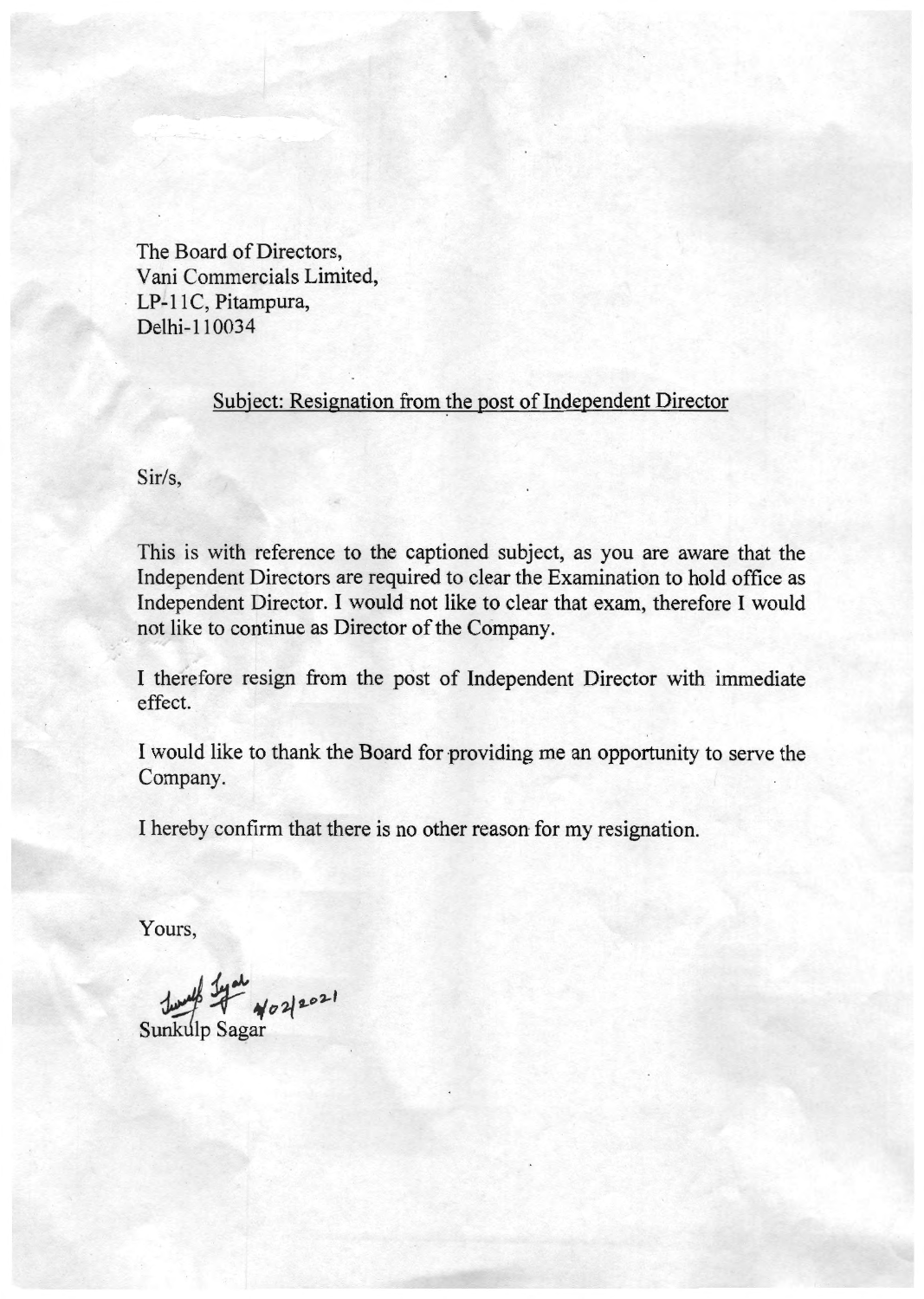The Board of Directors,
Vani Commercials Limited,
LP-11C, Pitampura,
Delhi-110034

Subject: Resignation from the post of Independent Director

Sir/s,

This is with reference to the captioned subject, as you are aware that the Independent Directors are required to clear the Examination to hold office as Independent Director. I would not like to clear that exam, therefore I would not like to continue as Director of the Company.

I therefore resign from the post of Independent Director with immediate effect.

I would like to thank the Board for providing me an opportunity to serve the Company.

I hereby confirm that there is no other reason for my resignation.

Yours,

4/02/2021
Sunkulp Sagar